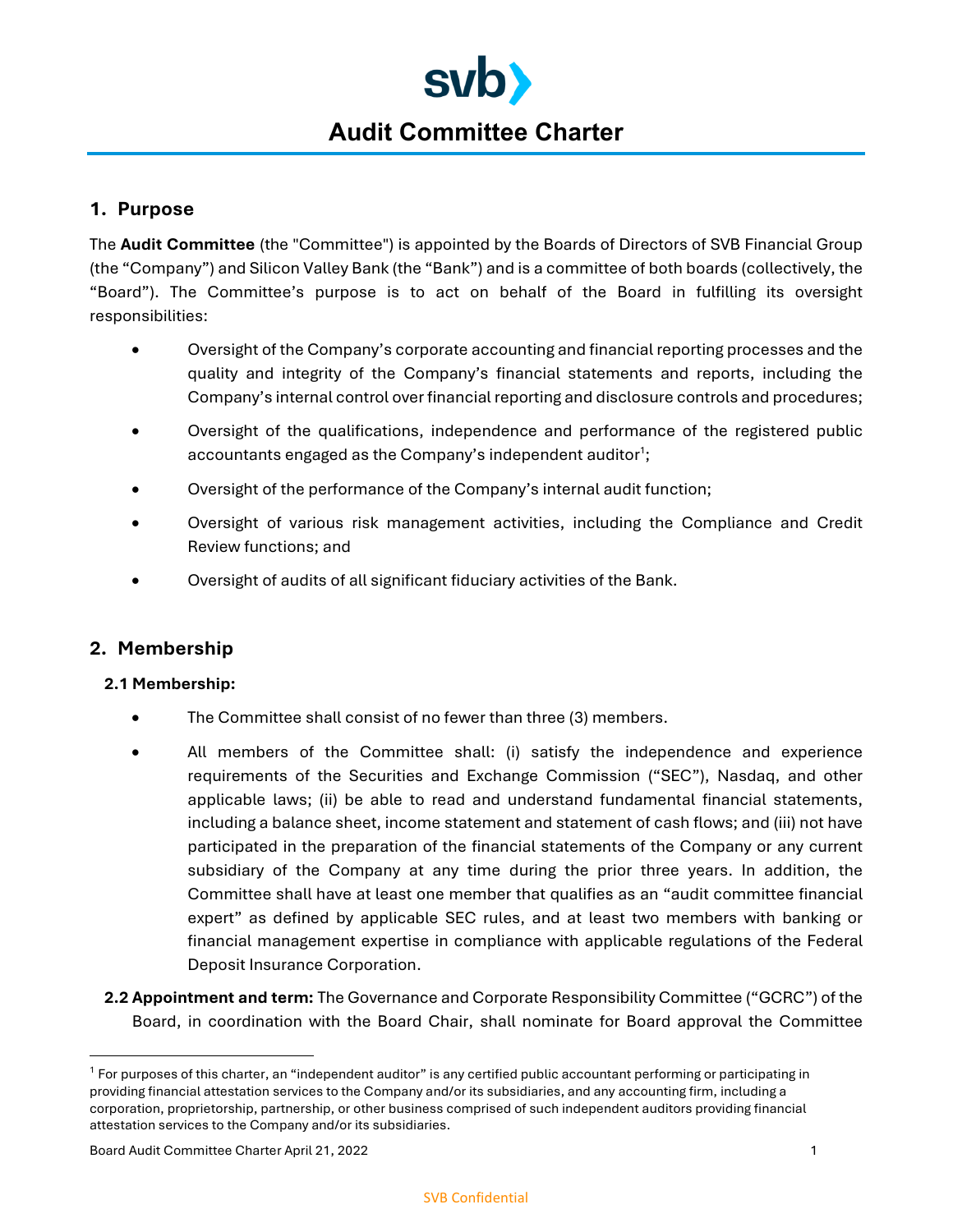svb

# Audit Committee Charter

## 1. Purpose

The **Audit Committee** (the "Committee") is appointed by the Boards of Directors of SVB Financial Group (the "Company") and Silicon Valley Bank (the "Bank") and is a committee of both boards (collectively, the "Board"). The Committee's purpose is to act on behalf of the Board in fulfilling its oversight responsibilities:

- Oversight of the Company's corporate accounting and financial reporting processes and the quality and integrity of the Company's financial statements and reports, including the Company's internal control over financial reporting and disclosure controls and procedures;
- Oversight of the qualifications, independence and performance of the registered public accountants engaged as the Company's independent auditor[1];
- Oversight of the performance of the Company's internal audit function;
- Oversight of various risk management activities, including the Compliance and Credit Review functions; and
- Oversight of audits of all significant fiduciary activities of the Bank.

## 2. Membership

### 2.1 Membership:

- The Committee shall consist of no fewer than three (3) members.
- All members of the Committee shall: (i) satisfy the independence and experience requirements of the Securities and Exchange Commission ("SEC"), Nasdaq, and other applicable laws; (ii) be able to read and understand fundamental financial statements, including a balance sheet, income statement and statement of cash flows; and (iii) not have participated in the preparation of the financial statements of the Company or any current subsidiary of the Company at any time during the prior three years. In addition, the Committee shall have at least one member that qualifies as an "audit committee financial expert" as defined by applicable SEC rules, and at least two members with banking or financial management expertise in compliance with applicable regulations of the Federal Deposit Insurance Corporation.

**2.2 Appointment and term:** The Governance and Corporate Responsibility Committee ("GCRC") of the Board, in coordination with the Board Chair, shall nominate for Board approval the Committee

[1] For purposes of this charter, an "independent auditor" is any certified public accountant performing or participating in providing financial attestation services to the Company and/or its subsidiaries, and any accounting firm, including a corporation, proprietorship, partnership, or other business comprised of such independent auditors providing financial attestation services to the Company and/or its subsidiaries.

Board Audit Committee Charter April 21, 2022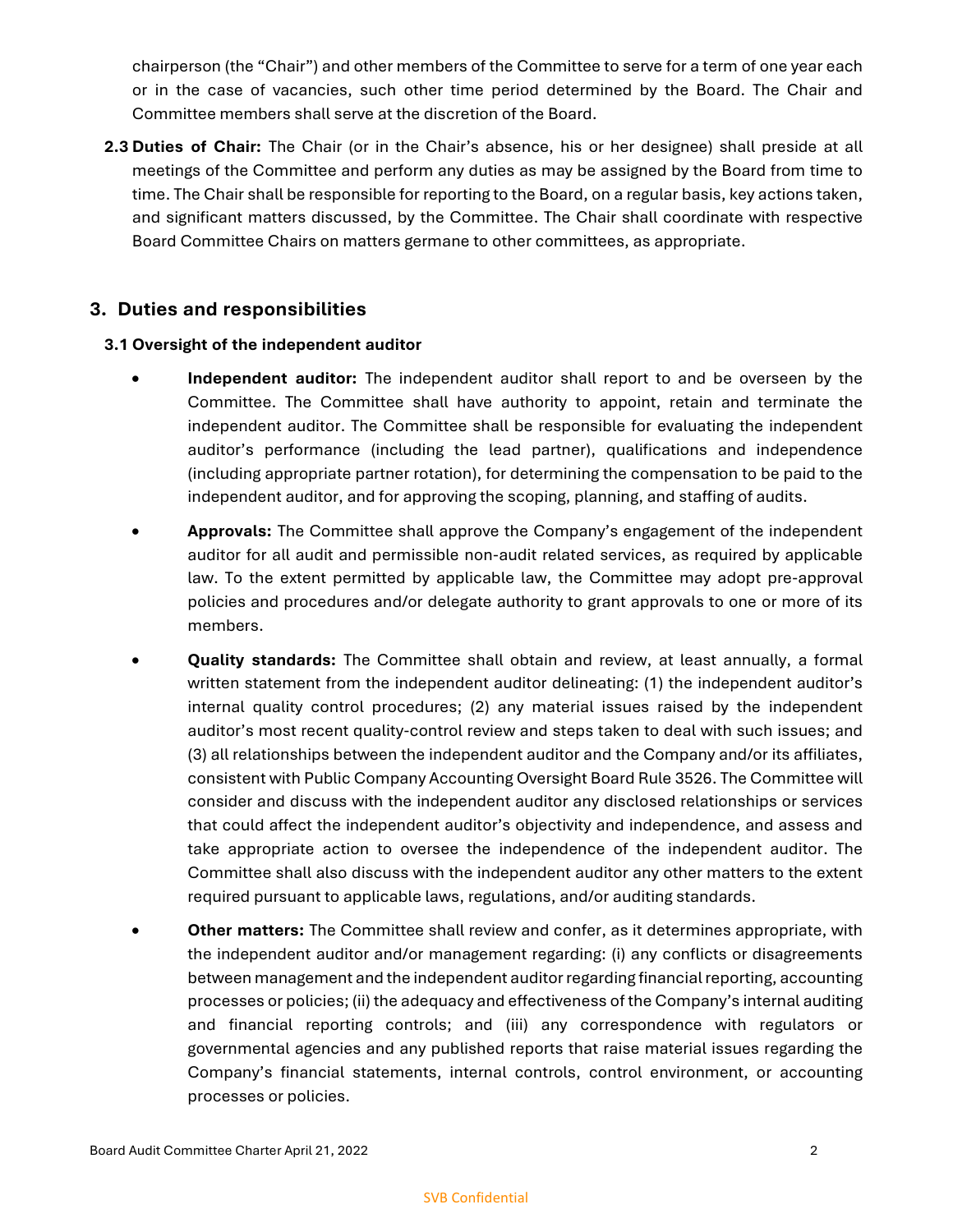chairperson (the "Chair") and other members of the Committee to serve for a term of one year each or in the case of vacancies, such other time period determined by the Board. The Chair and Committee members shall serve at the discretion of the Board.

**2.3 Duties of Chair:** The Chair (or in the Chair's absence, his or her designee) shall preside at all meetings of the Committee and perform any duties as may be assigned by the Board from time to time. The Chair shall be responsible for reporting to the Board, on a regular basis, key actions taken, and significant matters discussed, by the Committee. The Chair shall coordinate with respective Board Committee Chairs on matters germane to other committees, as appropriate.

## 3. Duties and responsibilities

### 3.1 Oversight of the independent auditor

- **Independent auditor:** The independent auditor shall report to and be overseen by the Committee. The Committee shall have authority to appoint, retain and terminate the independent auditor. The Committee shall be responsible for evaluating the independent auditor's performance (including the lead partner), qualifications and independence (including appropriate partner rotation), for determining the compensation to be paid to the independent auditor, and for approving the scoping, planning, and staffing of audits.
- **Approvals:** The Committee shall approve the Company's engagement of the independent auditor for all audit and permissible non-audit related services, as required by applicable law. To the extent permitted by applicable law, the Committee may adopt pre-approval policies and procedures and/or delegate authority to grant approvals to one or more of its members.
- **Quality standards:** The Committee shall obtain and review, at least annually, a formal written statement from the independent auditor delineating: (1) the independent auditor's internal quality control procedures; (2) any material issues raised by the independent auditor's most recent quality-control review and steps taken to deal with such issues; and (3) all relationships between the independent auditor and the Company and/or its affiliates, consistent with Public Company Accounting Oversight Board Rule 3526. The Committee will consider and discuss with the independent auditor any disclosed relationships or services that could affect the independent auditor's objectivity and independence, and assess and take appropriate action to oversee the independence of the independent auditor. The Committee shall also discuss with the independent auditor any other matters to the extent required pursuant to applicable laws, regulations, and/or auditing standards.
- **Other matters:** The Committee shall review and confer, as it determines appropriate, with the independent auditor and/or management regarding: (i) any conflicts or disagreements between management and the independent auditor regarding financial reporting, accounting processes or policies; (ii) the adequacy and effectiveness of the Company's internal auditing and financial reporting controls; and (iii) any correspondence with regulators or governmental agencies and any published reports that raise material issues regarding the Company's financial statements, internal controls, control environment, or accounting processes or policies.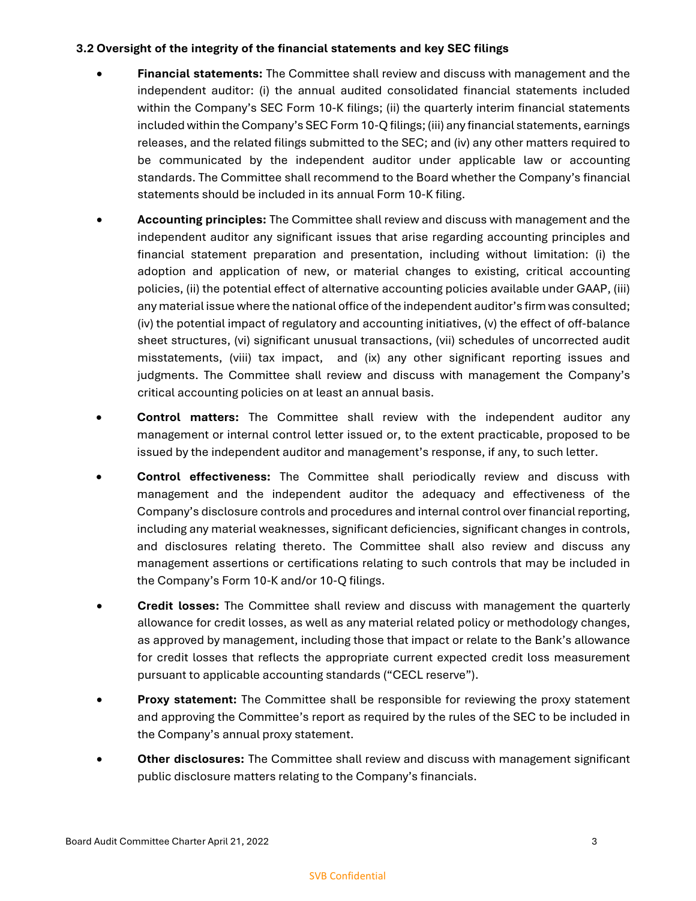### 3.2 Oversight of the integrity of the financial statements and key SEC filings

- **Financial statements:** The Committee shall review and discuss with management and the independent auditor: (i) the annual audited consolidated financial statements included within the Company's SEC Form 10-K filings; (ii) the quarterly interim financial statements included within the Company's SEC Form 10-Q filings; (iii) any financial statements, earnings releases, and the related filings submitted to the SEC; and (iv) any other matters required to be communicated by the independent auditor under applicable law or accounting standards. The Committee shall recommend to the Board whether the Company's financial statements should be included in its annual Form 10-K filing.

- **Accounting principles:** The Committee shall review and discuss with management and the independent auditor any significant issues that arise regarding accounting principles and financial statement preparation and presentation, including without limitation: (i) the adoption and application of new, or material changes to existing, critical accounting policies, (ii) the potential effect of alternative accounting policies available under GAAP, (iii) any material issue where the national office of the independent auditor's firm was consulted; (iv) the potential impact of regulatory and accounting initiatives, (v) the effect of off-balance sheet structures, (vi) significant unusual transactions, (vii) schedules of uncorrected audit misstatements, (viii) tax impact, and (ix) any other significant reporting issues and judgments. The Committee shall review and discuss with management the Company's critical accounting policies on at least an annual basis.

- **Control matters:** The Committee shall review with the independent auditor any management or internal control letter issued or, to the extent practicable, proposed to be issued by the independent auditor and management's response, if any, to such letter.

- **Control effectiveness:** The Committee shall periodically review and discuss with management and the independent auditor the adequacy and effectiveness of the Company's disclosure controls and procedures and internal control over financial reporting, including any material weaknesses, significant deficiencies, significant changes in controls, and disclosures relating thereto. The Committee shall also review and discuss any management assertions or certifications relating to such controls that may be included in the Company's Form 10-K and/or 10-Q filings.

- **Credit losses:** The Committee shall review and discuss with management the quarterly allowance for credit losses, as well as any material related policy or methodology changes, as approved by management, including those that impact or relate to the Bank's allowance for credit losses that reflects the appropriate current expected credit loss measurement pursuant to applicable accounting standards ("CECL reserve").

- **Proxy statement:** The Committee shall be responsible for reviewing the proxy statement and approving the Committee's report as required by the rules of the SEC to be included in the Company's annual proxy statement.

- **Other disclosures:** The Committee shall review and discuss with management significant public disclosure matters relating to the Company's financials.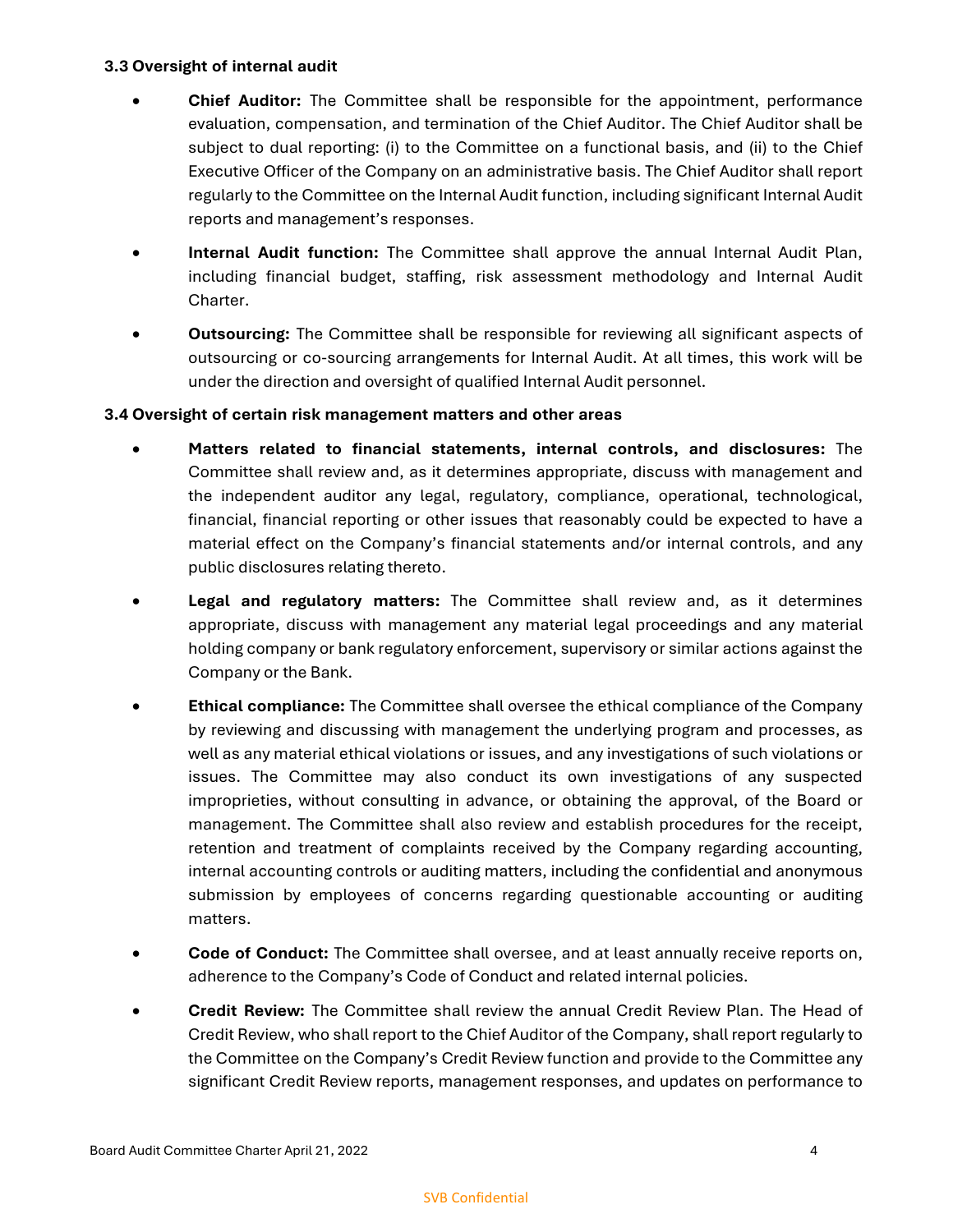### 3.3 Oversight of internal audit

- **Chief Auditor:** The Committee shall be responsible for the appointment, performance evaluation, compensation, and termination of the Chief Auditor. The Chief Auditor shall be subject to dual reporting: (i) to the Committee on a functional basis, and (ii) to the Chief Executive Officer of the Company on an administrative basis. The Chief Auditor shall report regularly to the Committee on the Internal Audit function, including significant Internal Audit reports and management's responses.
- **Internal Audit function:** The Committee shall approve the annual Internal Audit Plan, including financial budget, staffing, risk assessment methodology and Internal Audit Charter.
- **Outsourcing:** The Committee shall be responsible for reviewing all significant aspects of outsourcing or co-sourcing arrangements for Internal Audit. At all times, this work will be under the direction and oversight of qualified Internal Audit personnel.

### 3.4 Oversight of certain risk management matters and other areas

- **Matters related to financial statements, internal controls, and disclosures:** The Committee shall review and, as it determines appropriate, discuss with management and the independent auditor any legal, regulatory, compliance, operational, technological, financial, financial reporting or other issues that reasonably could be expected to have a material effect on the Company's financial statements and/or internal controls, and any public disclosures relating thereto.
- **Legal and regulatory matters:** The Committee shall review and, as it determines appropriate, discuss with management any material legal proceedings and any material holding company or bank regulatory enforcement, supervisory or similar actions against the Company or the Bank.
- **Ethical compliance:** The Committee shall oversee the ethical compliance of the Company by reviewing and discussing with management the underlying program and processes, as well as any material ethical violations or issues, and any investigations of such violations or issues. The Committee may also conduct its own investigations of any suspected improprieties, without consulting in advance, or obtaining the approval, of the Board or management. The Committee shall also review and establish procedures for the receipt, retention and treatment of complaints received by the Company regarding accounting, internal accounting controls or auditing matters, including the confidential and anonymous submission by employees of concerns regarding questionable accounting or auditing matters.
- **Code of Conduct:** The Committee shall oversee, and at least annually receive reports on, adherence to the Company's Code of Conduct and related internal policies.
- **Credit Review:** The Committee shall review the annual Credit Review Plan. The Head of Credit Review, who shall report to the Chief Auditor of the Company, shall report regularly to the Committee on the Company's Credit Review function and provide to the Committee any significant Credit Review reports, management responses, and updates on performance to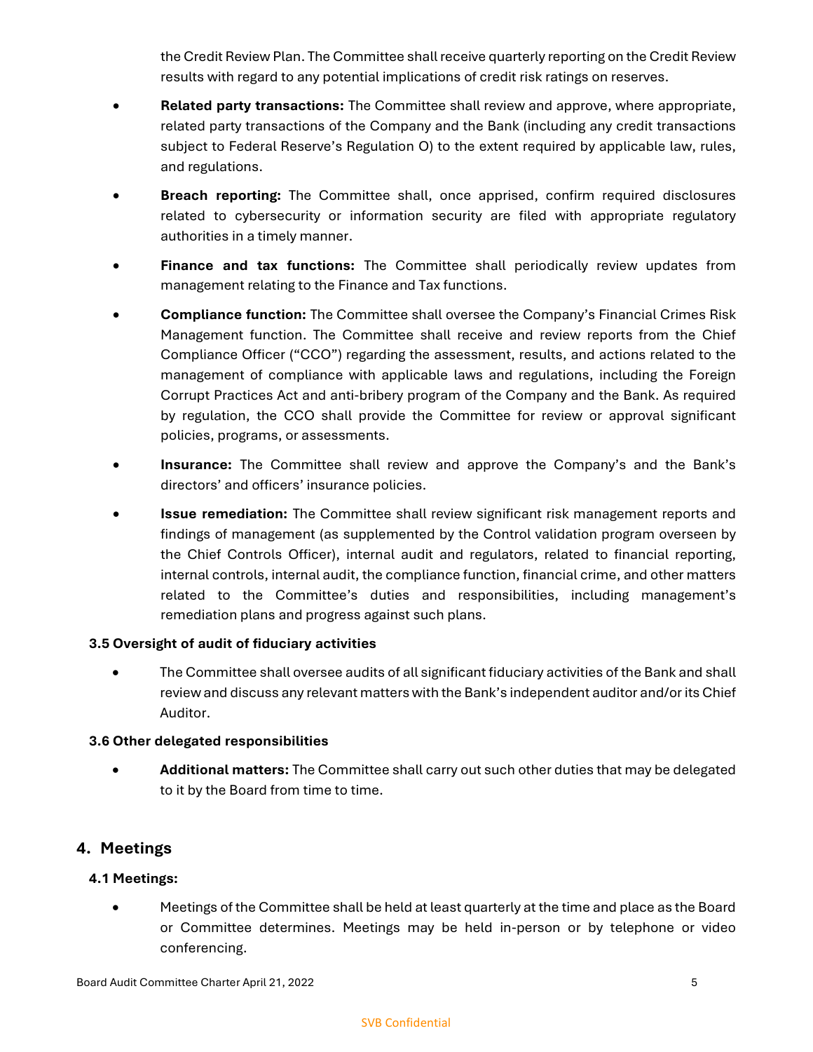the Credit Review Plan. The Committee shall receive quarterly reporting on the Credit Review results with regard to any potential implications of credit risk ratings on reserves.

- **Related party transactions:** The Committee shall review and approve, where appropriate, related party transactions of the Company and the Bank (including any credit transactions subject to Federal Reserve's Regulation O) to the extent required by applicable law, rules, and regulations.
- **Breach reporting:** The Committee shall, once apprised, confirm required disclosures related to cybersecurity or information security are filed with appropriate regulatory authorities in a timely manner.
- **Finance and tax functions:** The Committee shall periodically review updates from management relating to the Finance and Tax functions.
- **Compliance function:** The Committee shall oversee the Company's Financial Crimes Risk Management function. The Committee shall receive and review reports from the Chief Compliance Officer ("CCO") regarding the assessment, results, and actions related to the management of compliance with applicable laws and regulations, including the Foreign Corrupt Practices Act and anti-bribery program of the Company and the Bank. As required by regulation, the CCO shall provide the Committee for review or approval significant policies, programs, or assessments.
- **Insurance:** The Committee shall review and approve the Company's and the Bank's directors' and officers' insurance policies.
- **Issue remediation:** The Committee shall review significant risk management reports and findings of management (as supplemented by the Control validation program overseen by the Chief Controls Officer), internal audit and regulators, related to financial reporting, internal controls, internal audit, the compliance function, financial crime, and other matters related to the Committee's duties and responsibilities, including management's remediation plans and progress against such plans.

### 3.5 Oversight of audit of fiduciary activities

- The Committee shall oversee audits of all significant fiduciary activities of the Bank and shall review and discuss any relevant matters with the Bank's independent auditor and/or its Chief Auditor.

### 3.6 Other delegated responsibilities

- **Additional matters:** The Committee shall carry out such other duties that may be delegated to it by the Board from time to time.

## 4. Meetings

### 4.1 Meetings:

- Meetings of the Committee shall be held at least quarterly at the time and place as the Board or Committee determines. Meetings may be held in-person or by telephone or video conferencing.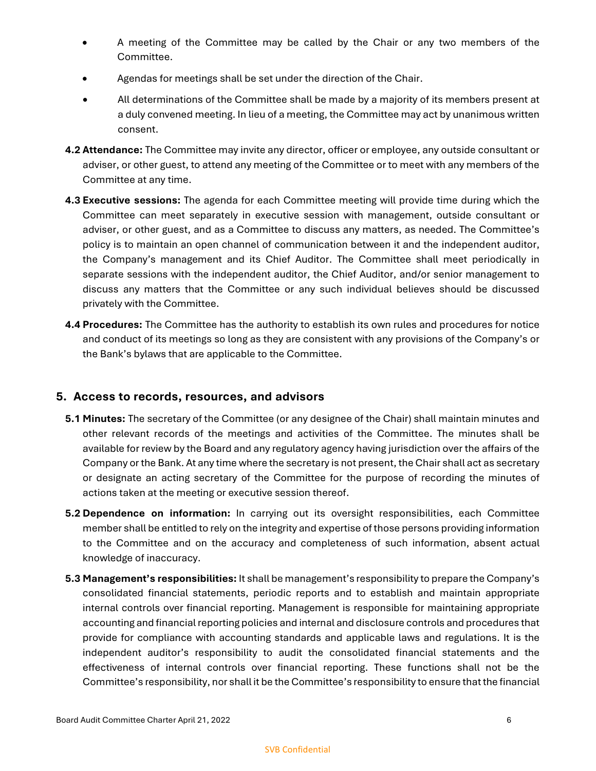- A meeting of the Committee may be called by the Chair or any two members of the Committee.
- Agendas for meetings shall be set under the direction of the Chair.
- All determinations of the Committee shall be made by a majority of its members present at a duly convened meeting. In lieu of a meeting, the Committee may act by unanimous written consent.

**4.2 Attendance:** The Committee may invite any director, officer or employee, any outside consultant or adviser, or other guest, to attend any meeting of the Committee or to meet with any members of the Committee at any time.

**4.3 Executive sessions:** The agenda for each Committee meeting will provide time during which the Committee can meet separately in executive session with management, outside consultant or adviser, or other guest, and as a Committee to discuss any matters, as needed. The Committee's policy is to maintain an open channel of communication between it and the independent auditor, the Company's management and its Chief Auditor. The Committee shall meet periodically in separate sessions with the independent auditor, the Chief Auditor, and/or senior management to discuss any matters that the Committee or any such individual believes should be discussed privately with the Committee.

**4.4 Procedures:** The Committee has the authority to establish its own rules and procedures for notice and conduct of its meetings so long as they are consistent with any provisions of the Company's or the Bank's bylaws that are applicable to the Committee.

## 5. Access to records, resources, and advisors

**5.1 Minutes:** The secretary of the Committee (or any designee of the Chair) shall maintain minutes and other relevant records of the meetings and activities of the Committee. The minutes shall be available for review by the Board and any regulatory agency having jurisdiction over the affairs of the Company or the Bank. At any time where the secretary is not present, the Chair shall act as secretary or designate an acting secretary of the Committee for the purpose of recording the minutes of actions taken at the meeting or executive session thereof.

**5.2 Dependence on information:** In carrying out its oversight responsibilities, each Committee member shall be entitled to rely on the integrity and expertise of those persons providing information to the Committee and on the accuracy and completeness of such information, absent actual knowledge of inaccuracy.

**5.3 Management's responsibilities:** It shall be management's responsibility to prepare the Company's consolidated financial statements, periodic reports and to establish and maintain appropriate internal controls over financial reporting. Management is responsible for maintaining appropriate accounting and financial reporting policies and internal and disclosure controls and procedures that provide for compliance with accounting standards and applicable laws and regulations. It is the independent auditor's responsibility to audit the consolidated financial statements and the effectiveness of internal controls over financial reporting. These functions shall not be the Committee's responsibility, nor shall it be the Committee's responsibility to ensure that the financial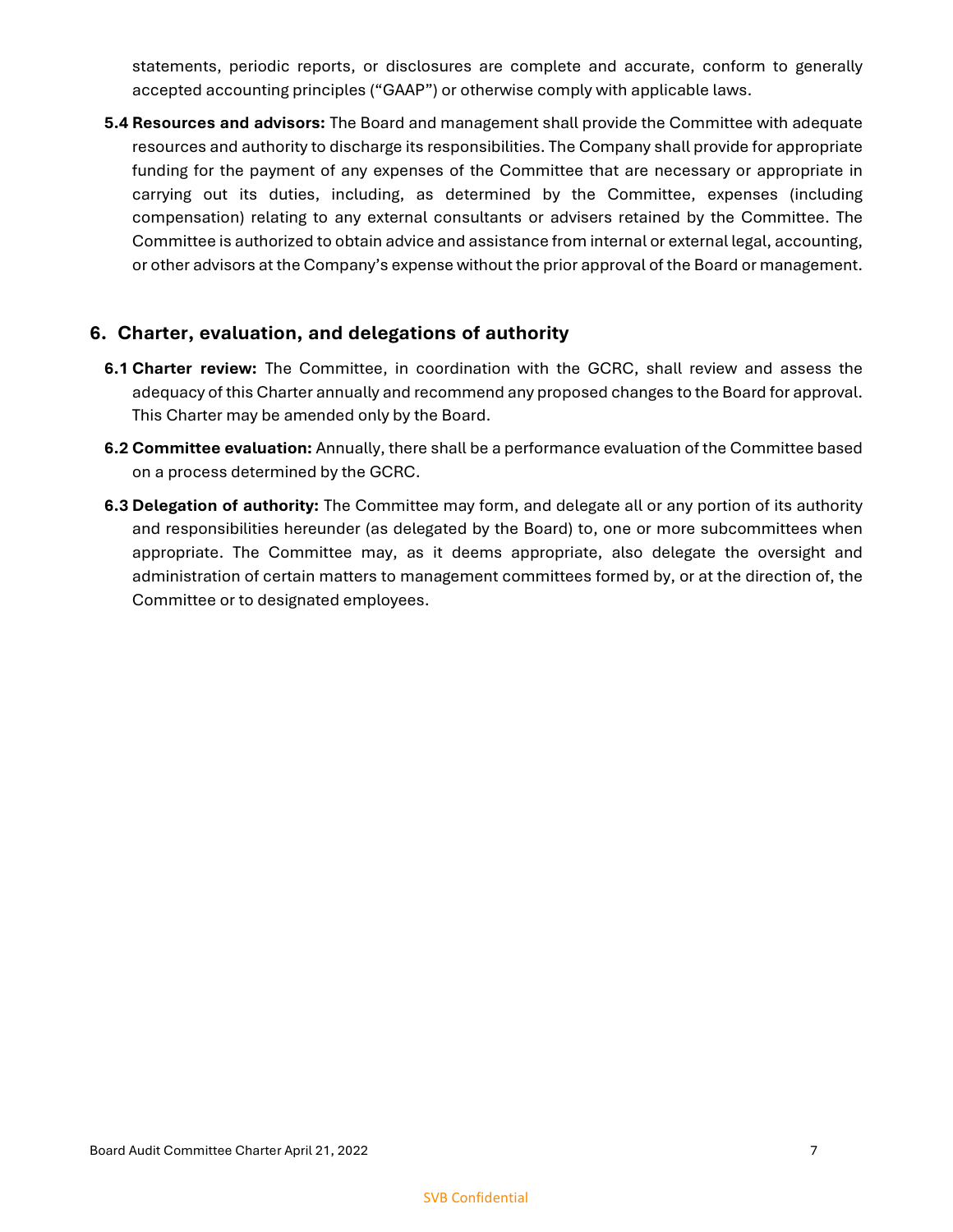statements, periodic reports, or disclosures are complete and accurate, conform to generally accepted accounting principles ("GAAP") or otherwise comply with applicable laws.

**5.4 Resources and advisors:** The Board and management shall provide the Committee with adequate resources and authority to discharge its responsibilities. The Company shall provide for appropriate funding for the payment of any expenses of the Committee that are necessary or appropriate in carrying out its duties, including, as determined by the Committee, expenses (including compensation) relating to any external consultants or advisers retained by the Committee. The Committee is authorized to obtain advice and assistance from internal or external legal, accounting, or other advisors at the Company's expense without the prior approval of the Board or management.

## 6. Charter, evaluation, and delegations of authority

**6.1 Charter review:** The Committee, in coordination with the GCRC, shall review and assess the adequacy of this Charter annually and recommend any proposed changes to the Board for approval. This Charter may be amended only by the Board.

**6.2 Committee evaluation:** Annually, there shall be a performance evaluation of the Committee based on a process determined by the GCRC.

**6.3 Delegation of authority:** The Committee may form, and delegate all or any portion of its authority and responsibilities hereunder (as delegated by the Board) to, one or more subcommittees when appropriate. The Committee may, as it deems appropriate, also delegate the oversight and administration of certain matters to management committees formed by, or at the direction of, the Committee or to designated employees.